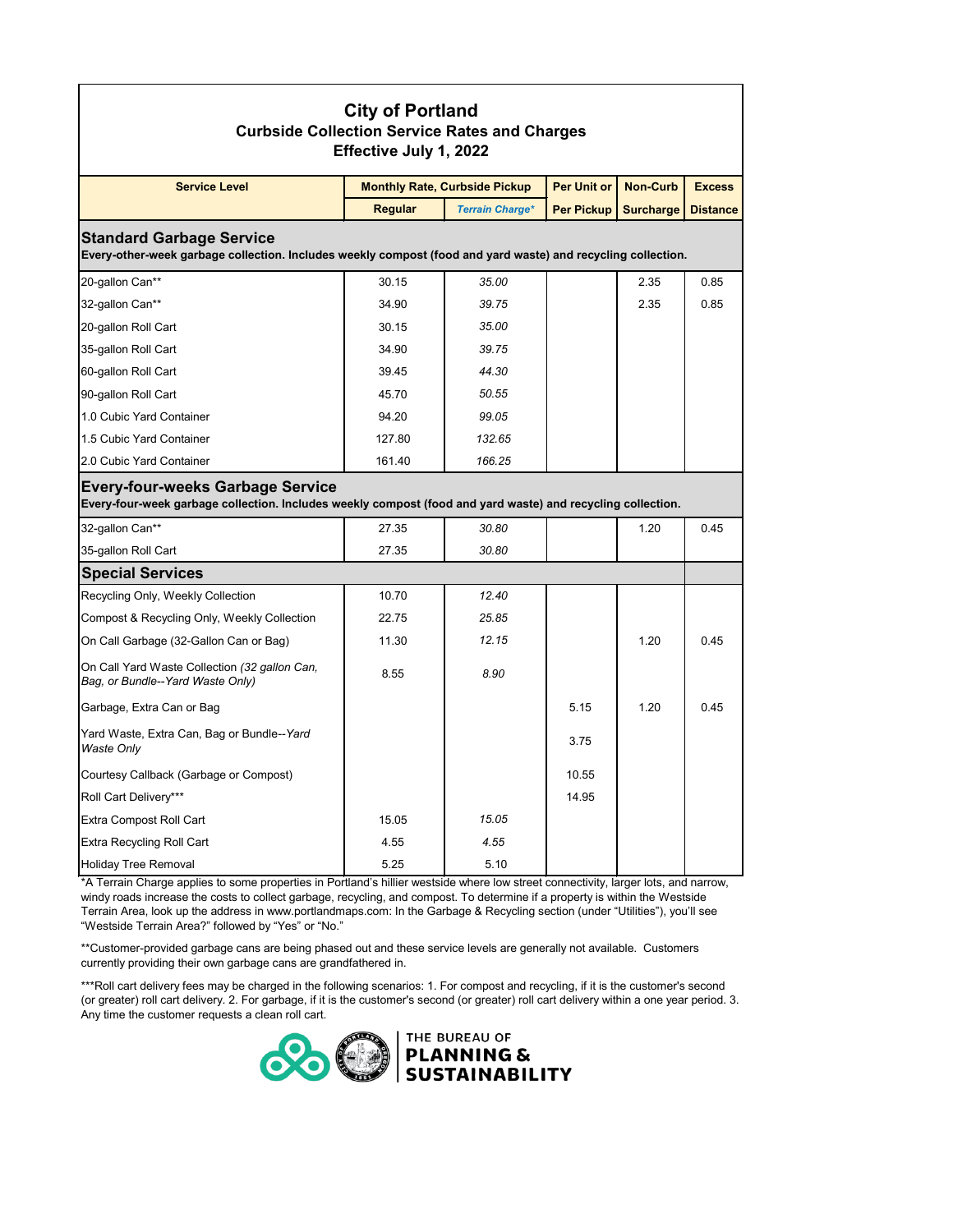# City of Portland
## Curbside Collection Service Rates and Charges
### Effective July 1, 2022

| Service Level | Monthly Rate, Curbside Pickup | | Per Unit or | Non-Curb | Excess |
|---|---|---|---|---|---|
| | Regular | *Terrain Charge** | Per Pickup | Surcharge | Distance |
| **Standard Garbage Service** — **Every-other-week garbage collection. Includes weekly compost (food and yard waste) and recycling collection.** | | | | | |
| 20-gallon Can** | 30.15 | *35.00* | | 2.35 | 0.85 |
| 32-gallon Can** | 34.90 | *39.75* | | 2.35 | 0.85 |
| 20-gallon Roll Cart | 30.15 | *35.00* | | | |
| 35-gallon Roll Cart | 34.90 | *39.75* | | | |
| 60-gallon Roll Cart | 39.45 | *44.30* | | | |
| 90-gallon Roll Cart | 45.70 | *50.55* | | | |
| 1.0 Cubic Yard Container | 94.20 | *99.05* | | | |
| 1.5 Cubic Yard Container | 127.80 | *132.65* | | | |
| 2.0 Cubic Yard Container | 161.40 | *166.25* | | | |
| **Every-four-weeks Garbage Service** — **Every-four-week garbage collection. Includes weekly compost (food and yard waste) and recycling collection.** | | | | | |
| 32-gallon Can** | 27.35 | *30.80* | | 1.20 | 0.45 |
| 35-gallon Roll Cart | 27.35 | *30.80* | | | |
| **Special Services** | | | | | |
| Recycling Only, Weekly Collection | 10.70 | *12.40* | | | |
| Compost & Recycling Only, Weekly Collection | 22.75 | *25.85* | | | |
| On Call Garbage (32-Gallon Can or Bag) | 11.30 | *12.15* | | 1.20 | 0.45 |
| On Call Yard Waste Collection *(32 gallon Can, Bag, or Bundle--Yard Waste Only)* | 8.55 | *8.90* | | | |
| Garbage, Extra Can or Bag | | | 5.15 | 1.20 | 0.45 |
| Yard Waste, Extra Can, Bag or Bundle--*Yard Waste Only* | | | 3.75 | | |
| Courtesy Callback (Garbage or Compost) | | | 10.55 | | |
| Roll Cart Delivery*** | | | 14.95 | | |
| Extra Compost Roll Cart | 15.05 | *15.05* | | | |
| Extra Recycling Roll Cart | 4.55 | *4.55* | | | |
| Holiday Tree Removal | 5.25 | 5.10 | | | |

*A Terrain Charge applies to some properties in Portland's hillier westside where low street connectivity, larger lots, and narrow, windy roads increase the costs to collect garbage, recycling, and compost. To determine if a property is within the Westside Terrain Area, look up the address in www.portlandmaps.com: In the Garbage & Recycling section (under "Utilities"), you'll see "Westside Terrain Area?" followed by "Yes" or "No."

**Customer-provided garbage cans are being phased out and these service levels are generally not available. Customers currently providing their own garbage cans are grandfathered in.

***Roll cart delivery fees may be charged in the following scenarios: 1. For compost and recycling, if it is the customer's second (or greater) roll cart delivery. 2. For garbage, if it is the customer's second (or greater) roll cart delivery within a one year period. 3. Any time the customer requests a clean roll cart.

THE BUREAU OF PLANNING & SUSTAINABILITY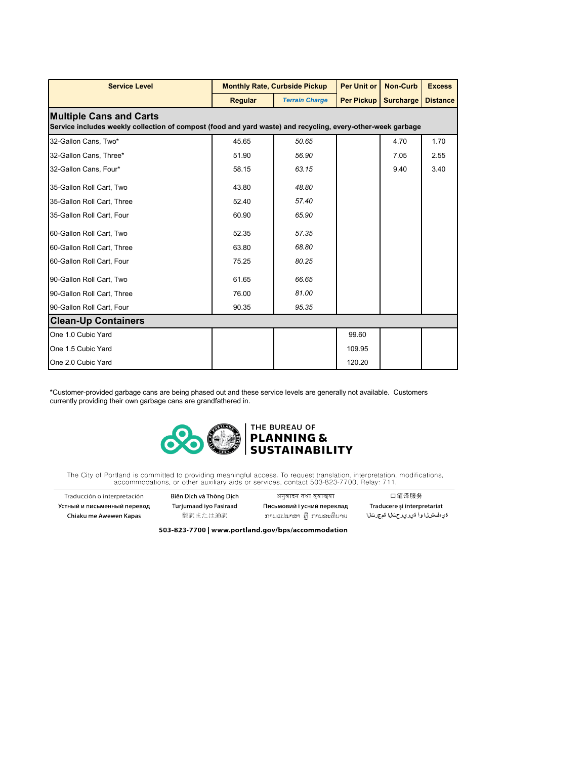| Service Level | Monthly Rate, Curbside Pickup | | Per Unit or | Non-Curb | Excess |
|---|---|---|---|---|---|
| | Regular | *Terrain Charge* | Per Pickup | Surcharge | Distance |
| **Multiple Cans and Carts**<br>**Service includes weekly collection of compost (food and yard waste) and recycling, every-other-week garbage** | | | | | |
| 32-Gallon Cans, Two* | 45.65 | *50.65* | | 4.70 | 1.70 |
| 32-Gallon Cans, Three* | 51.90 | *56.90* | | 7.05 | 2.55 |
| 32-Gallon Cans, Four* | 58.15 | *63.15* | | 9.40 | 3.40 |
| 35-Gallon Roll Cart, Two | 43.80 | *48.80* | | | |
| 35-Gallon Roll Cart, Three | 52.40 | *57.40* | | | |
| 35-Gallon Roll Cart, Four | 60.90 | *65.90* | | | |
| 60-Gallon Roll Cart, Two | 52.35 | *57.35* | | | |
| 60-Gallon Roll Cart, Three | 63.80 | *68.80* | | | |
| 60-Gallon Roll Cart, Four | 75.25 | *80.25* | | | |
| 90-Gallon Roll Cart, Two | 61.65 | *66.65* | | | |
| 90-Gallon Roll Cart, Three | 76.00 | *81.00* | | | |
| 90-Gallon Roll Cart, Four | 90.35 | *95.35* | | | |
| **Clean-Up Containers** | | | | | |
| One 1.0 Cubic Yard | | | 99.60 | | |
| One 1.5 Cubic Yard | | | 109.95 | | |
| One 2.0 Cubic Yard | | | 120.20 | | |

*Customer-provided garbage cans are being phased out and these service levels are generally not available. Customers currently providing their own garbage cans are grandfathered in.

THE BUREAU OF
**PLANNING & SUSTAINABILITY**

The City of Portland is committed to providing meaningful access. To request translation, interpretation, modifications, accommodations, or other auxiliary aids or services, contact 503-823-7700, Relay: 711.

Traducción o interpretación | Biên Dịch và Thông Dịch | अनुवादन तथा व्याख्या | 口笔译服务
Устный и письменный перевод | Turjumaad iyo Fasiraad | Письмовий і усний переклад | Traducere și interpretariat
Chiaku me Awewen Kapas | 翻訳または通訳 | ການແປພາສາ ຫຼື ການອະທິບາຍ | الترجمة التحريرية أو الشفهية

**503-823-7700 | www.portland.gov/bps/accommodation**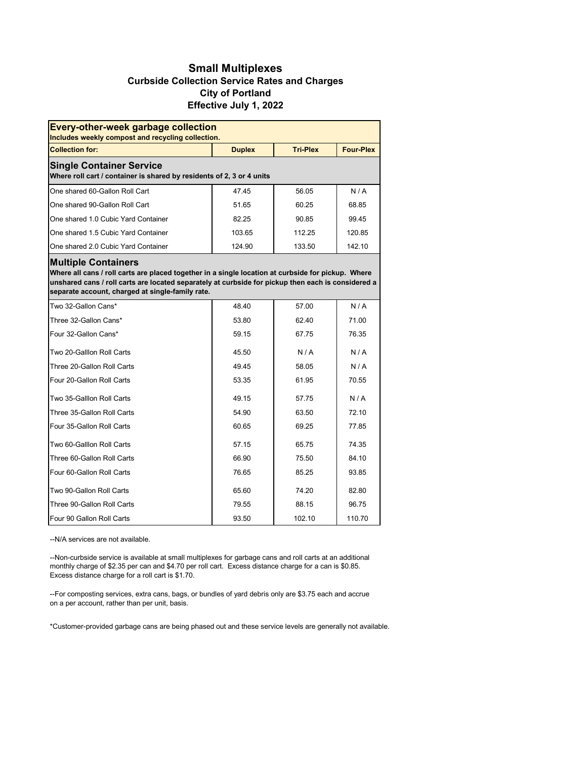# Small Multiplexes

## Curbside Collection Service Rates and Charges
## City of Portland
## Effective July 1, 2022

| **Every-other-week garbage collection**<br>**Includes weekly compost and recycling collection.** | | | |
|---|---|---|---|
| **Collection for:** | **Duplex** | **Tri-Plex** | **Four-Plex** |
| **Single Container Service**<br>**Where roll cart / container is shared by residents of 2, 3 or 4 units** | | | |
| One shared 60-Gallon Roll Cart | 47.45 | 56.05 | N / A |
| One shared 90-Gallon Roll Cart | 51.65 | 60.25 | 68.85 |
| One shared 1.0 Cubic Yard Container | 82.25 | 90.85 | 99.45 |
| One shared 1.5 Cubic Yard Container | 103.65 | 112.25 | 120.85 |
| One shared 2.0 Cubic Yard Container | 124.90 | 133.50 | 142.10 |
| **Multiple Containers**<br>**Where all cans / roll carts are placed together in a single location at curbside for pickup. Where unshared cans / roll carts are located separately at curbside for pickup then each is considered a separate account, charged at single-family rate.** | | | |
| Two 32-Gallon Cans* | 48.40 | 57.00 | N / A |
| Three 32-Gallon Cans* | 53.80 | 62.40 | 71.00 |
| Four 32-Gallon Cans* | 59.15 | 67.75 | 76.35 |
| Two 20-Galllon Roll Carts | 45.50 | N / A | N / A |
| Three 20-Gallon Roll Carts | 49.45 | 58.05 | N / A |
| Four 20-Gallon Roll Carts | 53.35 | 61.95 | 70.55 |
| Two 35-Galllon Roll Carts | 49.15 | 57.75 | N / A |
| Three 35-Gallon Roll Carts | 54.90 | 63.50 | 72.10 |
| Four 35-Gallon Roll Carts | 60.65 | 69.25 | 77.85 |
| Two 60-Galllon Roll Carts | 57.15 | 65.75 | 74.35 |
| Three 60-Gallon Roll Carts | 66.90 | 75.50 | 84.10 |
| Four 60-Gallon Roll Carts | 76.65 | 85.25 | 93.85 |
| Two 90-Gallon Roll Carts | 65.60 | 74.20 | 82.80 |
| Three 90-Gallon Roll Carts | 79.55 | 88.15 | 96.75 |
| Four 90 Gallon Roll Carts | 93.50 | 102.10 | 110.70 |

--N/A services are not available.

--Non-curbside service is available at small multiplexes for garbage cans and roll carts at an additional monthly charge of $2.35 per can and $4.70 per roll cart. Excess distance charge for a can is $0.85. Excess distance charge for a roll cart is $1.70.

--For composting services, extra cans, bags, or bundles of yard debris only are $3.75 each and accrue on a per account, rather than per unit, basis.

*Customer-provided garbage cans are being phased out and these service levels are generally not available.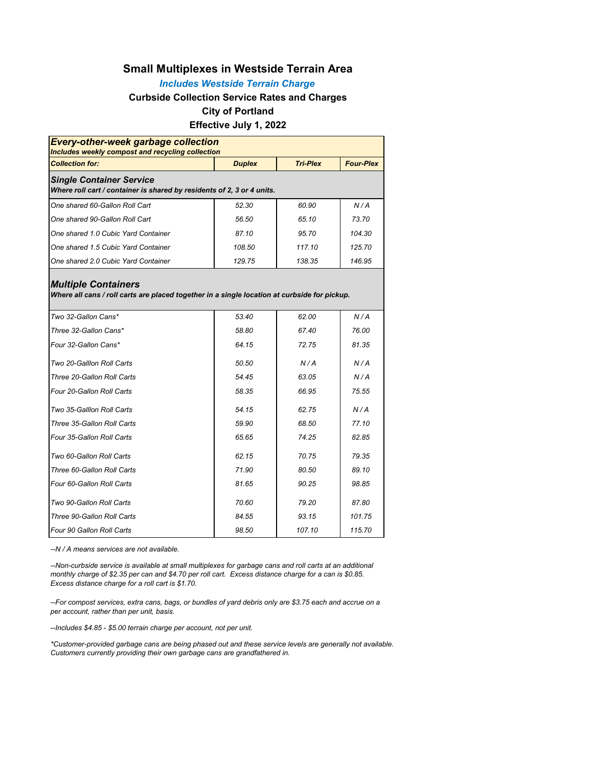# Small Multiplexes in Westside Terrain Area

***Includes Westside Terrain Charge***

## Curbside Collection Service Rates and Charges

## City of Portland

## Effective July 1, 2022

| ***Every-other-week garbage collection*** *Includes weekly compost and recycling collection* | | | |
|---|---|---|---|
| ***Collection for:*** | ***Duplex*** | ***Tri-Plex*** | ***Four-Plex*** |
| ***Single Container Service*** *Where roll cart / container is shared by residents of 2, 3 or 4 units.* | | | |
| *One shared 60-Gallon Roll Cart* | *52.30* | *60.90* | *N / A* |
| *One shared 90-Gallon Roll Cart* | *56.50* | *65.10* | *73.70* |
| *One shared 1.0 Cubic Yard Container* | *87.10* | *95.70* | *104.30* |
| *One shared 1.5 Cubic Yard Container* | *108.50* | *117.10* | *125.70* |
| *One shared 2.0 Cubic Yard Container* | *129.75* | *138.35* | *146.95* |
| ***Multiple Containers*** *Where all cans / roll carts are placed together in a single location at curbside for pickup.* | | | |
| *Two 32-Gallon Cans** | *53.40* | *62.00* | *N / A* |
| *Three 32-Gallon Cans** | *58.80* | *67.40* | *76.00* |
| *Four 32-Gallon Cans** | *64.15* | *72.75* | *81.35* |
| *Two 20-Galllon Roll Carts* | *50.50* | *N / A* | *N / A* |
| *Three 20-Gallon Roll Carts* | *54.45* | *63.05* | *N / A* |
| *Four 20-Gallon Roll Carts* | *58.35* | *66.95* | *75.55* |
| *Two 35-Galllon Roll Carts* | *54.15* | *62.75* | *N / A* |
| *Three 35-Gallon Roll Carts* | *59.90* | *68.50* | *77.10* |
| *Four 35-Gallon Roll Carts* | *65.65* | *74.25* | *82.85* |
| *Two 60-Gallon Roll Carts* | *62.15* | *70.75* | *79.35* |
| *Three 60-Gallon Roll Carts* | *71.90* | *80.50* | *89.10* |
| *Four 60-Gallon Roll Carts* | *81.65* | *90.25* | *98.85* |
| *Two 90-Gallon Roll Carts* | *70.60* | *79.20* | *87.80* |
| *Three 90-Gallon Roll Carts* | *84.55* | *93.15* | *101.75* |
| *Four 90 Gallon Roll Carts* | *98.50* | *107.10* | *115.70* |

*--N / A means services are not available.*

*--Non-curbside service is available at small multiplexes for garbage cans and roll carts at an additional monthly charge of $2.35 per can and $4.70 per roll cart. Excess distance charge for a can is $0.85. Excess distance charge for a roll cart is $1.70.*

*--For compost services, extra cans, bags, or bundles of yard debris only are $3.75 each and accrue on a per account, rather than per unit, basis.*

*--Includes $4.85 - $5.00 terrain charge per account, not per unit.*

**Customer-provided garbage cans are being phased out and these service levels are generally not available. Customers currently providing their own garbage cans are grandfathered in.*